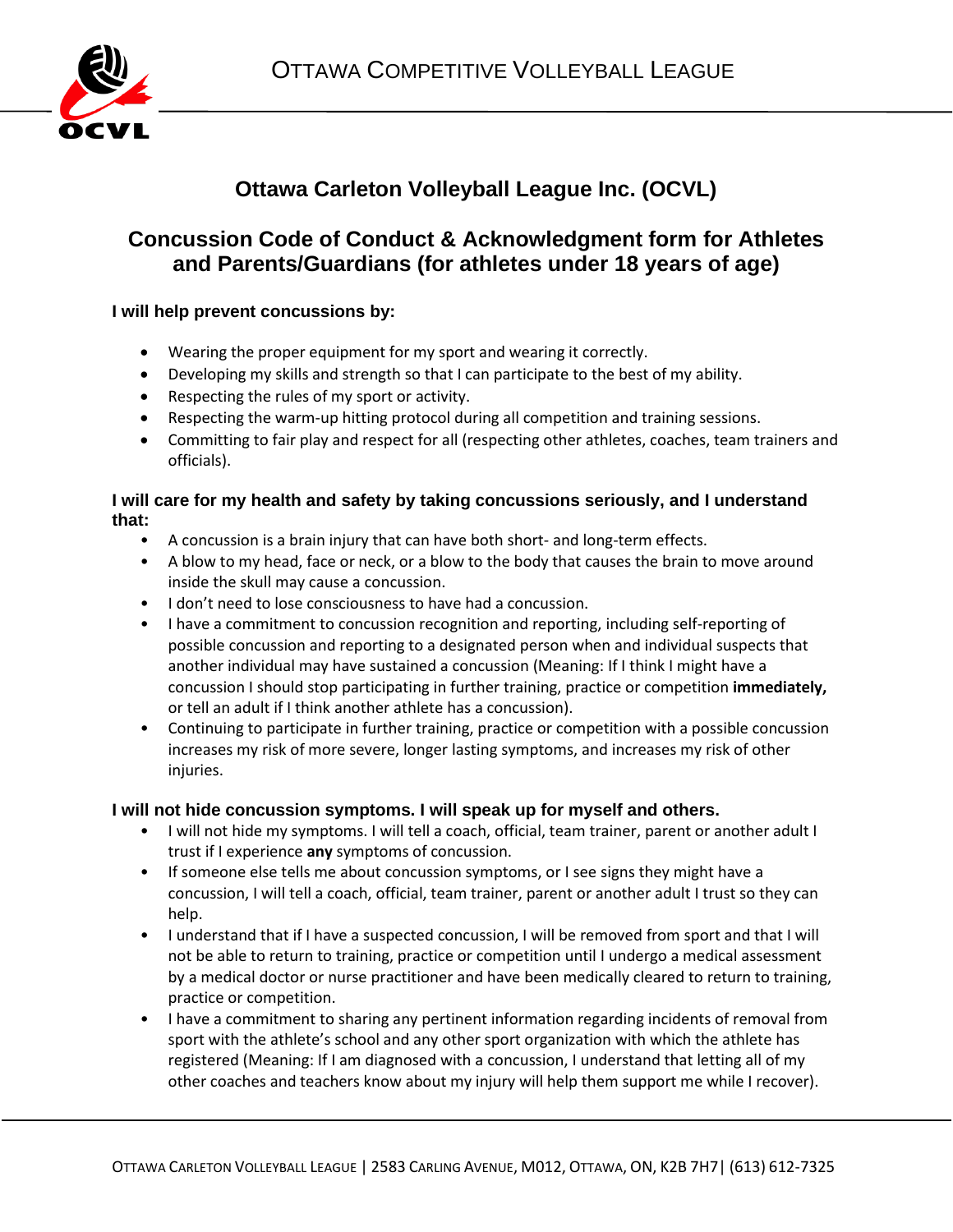# Ottawa Carleton Volleyball League Inc. (OCVL)

## Concussion Code of Conduct & Acknowledgment form for Athletes and Parents/Guardians (for athletes under 18 years of age)

**I will help prevent concussions by:**

- Wearing the proper equipment for my sport and wearing it correctly.
- Developing my skills and strength so that I can participate to the best of my ability.
- Respecting the rules of my sport or activity.
- Respecting the warm-up hitting protocol during all competition and training sessions.
- Committing to fair play and respect for all (respecting other athletes, coaches, team trainers and officials).

**I will care for my health and safety by taking concussions seriously, and I understand that:**

- A concussion is a brain injury that can have both short- and long-term effects.
- A blow to my head, face or neck, or a blow to the body that causes the brain to move around inside the skull may cause a concussion.
- I don't need to lose consciousness to have had a concussion.
- I have a commitment to concussion recognition and reporting, including self-reporting of possible concussion and reporting to a designated person when and individual suspects that another individual may have sustained a concussion (Meaning: If I think I might have a concussion I should stop participating in further training, practice or competition **immediately,** or tell an adult if I think another athlete has a concussion).
- Continuing to participate in further training, practice or competition with a possible concussion increases my risk of more severe, longer lasting symptoms, and increases my risk of other injuries.

**I will not hide concussion symptoms. I will speak up for myself and others.**

- I will not hide my symptoms. I will tell a coach, official, team trainer, parent or another adult I trust if I experience **any** symptoms of concussion.
- If someone else tells me about concussion symptoms, or I see signs they might have a concussion, I will tell a coach, official, team trainer, parent or another adult I trust so they can help.
- I understand that if I have a suspected concussion, I will be removed from sport and that I will not be able to return to training, practice or competition until I undergo a medical assessment by a medical doctor or nurse practitioner and have been medically cleared to return to training, practice or competition.
- I have a commitment to sharing any pertinent information regarding incidents of removal from sport with the athlete's school and any other sport organization with which the athlete has registered (Meaning: If I am diagnosed with a concussion, I understand that letting all of my other coaches and teachers know about my injury will help them support me while I recover).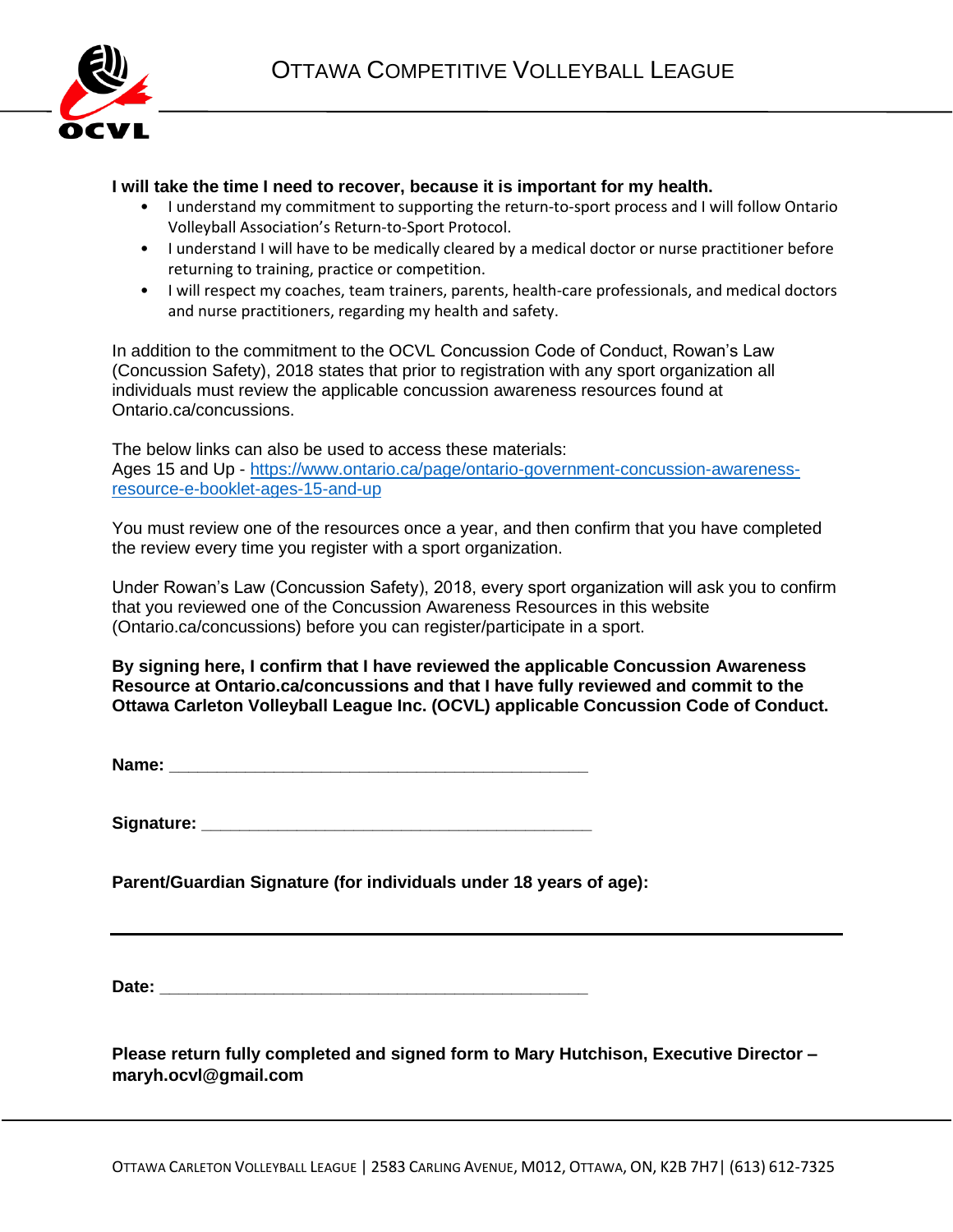**I will take the time I need to recover, because it is important for my health.**

- I understand my commitment to supporting the return-to-sport process and I will follow Ontario Volleyball Association's Return-to-Sport Protocol.
- I understand I will have to be medically cleared by a medical doctor or nurse practitioner before returning to training, practice or competition.
- I will respect my coaches, team trainers, parents, health-care professionals, and medical doctors and nurse practitioners, regarding my health and safety.

In addition to the commitment to the OCVL Concussion Code of Conduct, Rowan's Law (Concussion Safety), 2018 states that prior to registration with any sport organization all individuals must review the applicable concussion awareness resources found at Ontario.ca/concussions.

The below links can also be used to access these materials:
Ages 15 and Up - https://www.ontario.ca/page/ontario-government-concussion-awareness-resource-e-booklet-ages-15-and-up

You must review one of the resources once a year, and then confirm that you have completed the review every time you register with a sport organization.

Under Rowan's Law (Concussion Safety), 2018, every sport organization will ask you to confirm that you reviewed one of the Concussion Awareness Resources in this website (Ontario.ca/concussions) before you can register/participate in a sport.

**By signing here, I confirm that I have reviewed the applicable Concussion Awareness Resource at Ontario.ca/concussions and that I have fully reviewed and commit to the Ottawa Carleton Volleyball League Inc. (OCVL) applicable Concussion Code of Conduct.**

**Name:** ______________________________________________

**Signature:** ___________________________________________

**Parent/Guardian Signature (for individuals under 18 years of age):**

_______________________________________________________________

**Date:** ______________________________________________

**Please return fully completed and signed form to Mary Hutchison, Executive Director – maryh.ocvl@gmail.com**